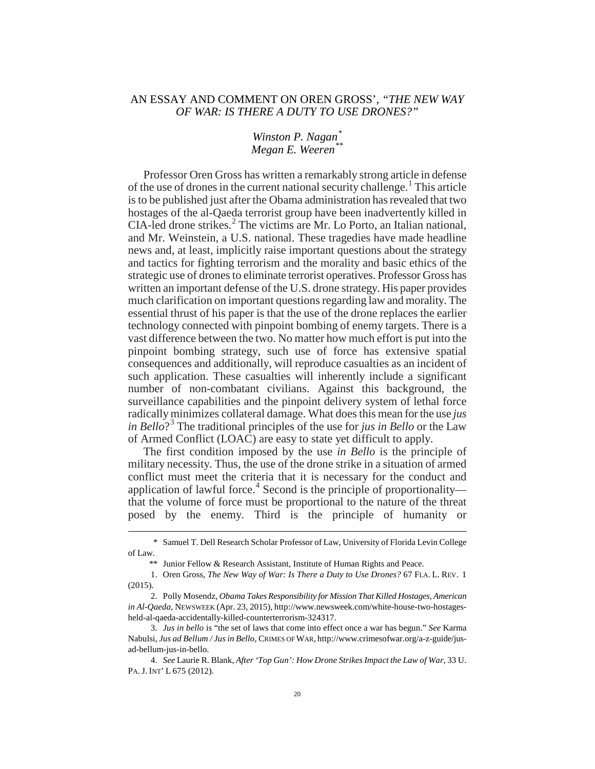# AN ESSAY AND COMMENT ON OREN GROSS', *"THE NEW WAY OF WAR: IS THERE A DUTY TO USE DRONES?"*

*Winston P. Nagan*[*]
*Megan E. Weeren*[**]

Professor Oren Gross has written a remarkably strong article in defense of the use of drones in the current national security challenge.[1] This article is to be published just after the Obama administration has revealed that two hostages of the al-Qaeda terrorist group have been inadvertently killed in CIA-led drone strikes.[2] The victims are Mr. Lo Porto, an Italian national, and Mr. Weinstein, a U.S. national. These tragedies have made headline news and, at least, implicitly raise important questions about the strategy and tactics for fighting terrorism and the morality and basic ethics of the strategic use of drones to eliminate terrorist operatives. Professor Gross has written an important defense of the U.S. drone strategy. His paper provides much clarification on important questions regarding law and morality. The essential thrust of his paper is that the use of the drone replaces the earlier technology connected with pinpoint bombing of enemy targets. There is a vast difference between the two. No matter how much effort is put into the pinpoint bombing strategy, such use of force has extensive spatial consequences and additionally, will reproduce casualties as an incident of such application. These casualties will inherently include a significant number of non-combatant civilians. Against this background, the surveillance capabilities and the pinpoint delivery system of lethal force radically minimizes collateral damage. What does this mean for the use *jus in Bello*?[3] The traditional principles of the use for *jus in Bello* or the Law of Armed Conflict (LOAC) are easy to state yet difficult to apply.

The first condition imposed by the use *in Bello* is the principle of military necessity. Thus, the use of the drone strike in a situation of armed conflict must meet the criteria that it is necessary for the conduct and application of lawful force.[4] Second is the principle of proportionality—that the volume of force must be proportional to the nature of the threat posed by the enemy. Third is the principle of humanity or

---

\* Samuel T. Dell Research Scholar Professor of Law, University of Florida Levin College of Law.

\*\* Junior Fellow & Research Assistant, Institute of Human Rights and Peace.

1. Oren Gross, *The New Way of War: Is There a Duty to Use Drones?* 67 FLA. L. REV. 1 (2015).

2. Polly Mosendz, *Obama Takes Responsibility for Mission That Killed Hostages, American in Al-Qaeda*, NEWSWEEK (Apr. 23, 2015), http://www.newsweek.com/white-house-two-hostages-held-al-qaeda-accidentally-killed-counterterrorism-324317.

3. *Jus in bello* is "the set of laws that come into effect once a war has begun." *See* Karma Nabulsi, *Jus ad Bellum / Jus in Bello*, CRIMES OF WAR, http://www.crimesofwar.org/a-z-guide/jus-ad-bellum-jus-in-bello.

4. *See* Laurie R. Blank, *After 'Top Gun': How Drone Strikes Impact the Law of War*, 33 U. PA. J. INT' L 675 (2012).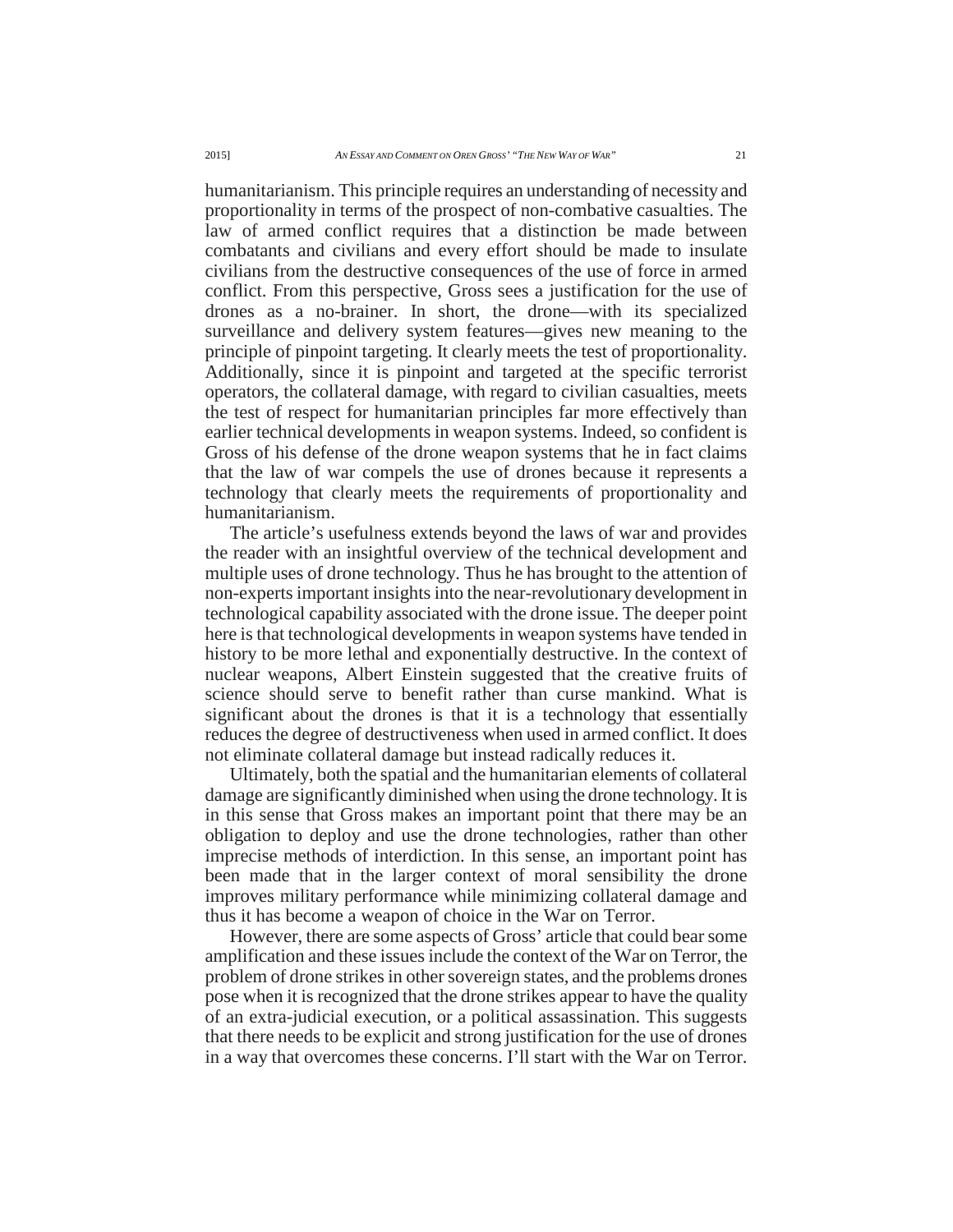humanitarianism. This principle requires an understanding of necessity and proportionality in terms of the prospect of non-combative casualties. The law of armed conflict requires that a distinction be made between combatants and civilians and every effort should be made to insulate civilians from the destructive consequences of the use of force in armed conflict. From this perspective, Gross sees a justification for the use of drones as a no-brainer. In short, the drone—with its specialized surveillance and delivery system features—gives new meaning to the principle of pinpoint targeting. It clearly meets the test of proportionality. Additionally, since it is pinpoint and targeted at the specific terrorist operators, the collateral damage, with regard to civilian casualties, meets the test of respect for humanitarian principles far more effectively than earlier technical developments in weapon systems. Indeed, so confident is Gross of his defense of the drone weapon systems that he in fact claims that the law of war compels the use of drones because it represents a technology that clearly meets the requirements of proportionality and humanitarianism.

The article's usefulness extends beyond the laws of war and provides the reader with an insightful overview of the technical development and multiple uses of drone technology. Thus he has brought to the attention of non-experts important insights into the near-revolutionary development in technological capability associated with the drone issue. The deeper point here is that technological developments in weapon systems have tended in history to be more lethal and exponentially destructive. In the context of nuclear weapons, Albert Einstein suggested that the creative fruits of science should serve to benefit rather than curse mankind. What is significant about the drones is that it is a technology that essentially reduces the degree of destructiveness when used in armed conflict. It does not eliminate collateral damage but instead radically reduces it.

Ultimately, both the spatial and the humanitarian elements of collateral damage are significantly diminished when using the drone technology. It is in this sense that Gross makes an important point that there may be an obligation to deploy and use the drone technologies, rather than other imprecise methods of interdiction. In this sense, an important point has been made that in the larger context of moral sensibility the drone improves military performance while minimizing collateral damage and thus it has become a weapon of choice in the War on Terror.

However, there are some aspects of Gross' article that could bear some amplification and these issues include the context of the War on Terror, the problem of drone strikes in other sovereign states, and the problems drones pose when it is recognized that the drone strikes appear to have the quality of an extra-judicial execution, or a political assassination. This suggests that there needs to be explicit and strong justification for the use of drones in a way that overcomes these concerns. I'll start with the War on Terror.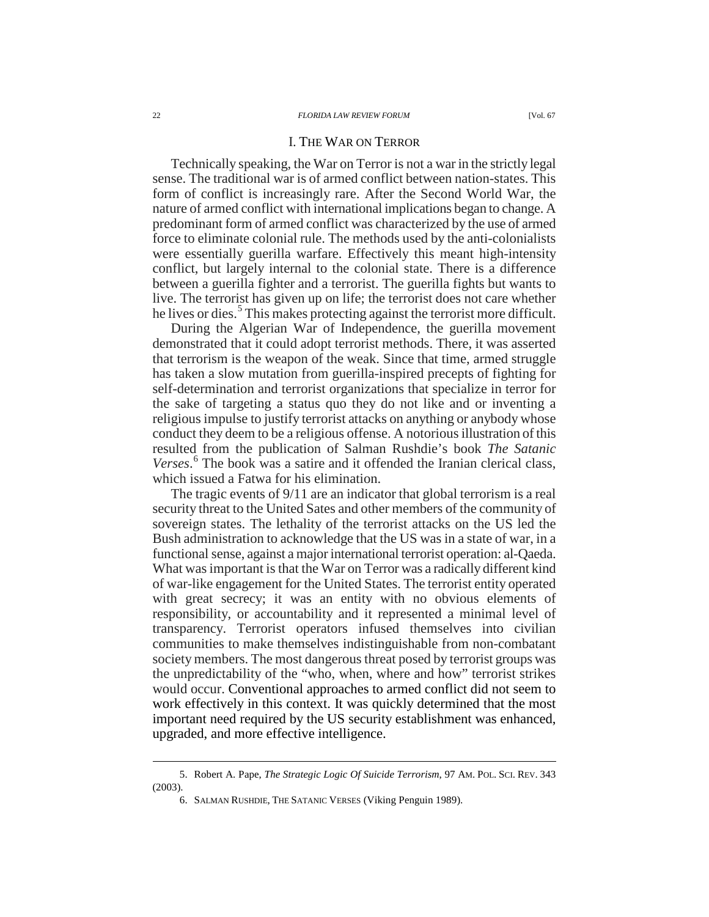## I. THE WAR ON TERROR

Technically speaking, the War on Terror is not a war in the strictly legal sense. The traditional war is of armed conflict between nation-states. This form of conflict is increasingly rare. After the Second World War, the nature of armed conflict with international implications began to change. A predominant form of armed conflict was characterized by the use of armed force to eliminate colonial rule. The methods used by the anti-colonialists were essentially guerilla warfare. Effectively this meant high-intensity conflict, but largely internal to the colonial state. There is a difference between a guerilla fighter and a terrorist. The guerilla fights but wants to live. The terrorist has given up on life; the terrorist does not care whether he lives or dies.[5] This makes protecting against the terrorist more difficult.

During the Algerian War of Independence, the guerilla movement demonstrated that it could adopt terrorist methods. There, it was asserted that terrorism is the weapon of the weak. Since that time, armed struggle has taken a slow mutation from guerilla-inspired precepts of fighting for self-determination and terrorist organizations that specialize in terror for the sake of targeting a status quo they do not like and or inventing a religious impulse to justify terrorist attacks on anything or anybody whose conduct they deem to be a religious offense. A notorious illustration of this resulted from the publication of Salman Rushdie's book *The Satanic Verses*.[6] The book was a satire and it offended the Iranian clerical class, which issued a Fatwa for his elimination.

The tragic events of 9/11 are an indicator that global terrorism is a real security threat to the United Sates and other members of the community of sovereign states. The lethality of the terrorist attacks on the US led the Bush administration to acknowledge that the US was in a state of war, in a functional sense, against a major international terrorist operation: al-Qaeda. What was important is that the War on Terror was a radically different kind of war-like engagement for the United States. The terrorist entity operated with great secrecy; it was an entity with no obvious elements of responsibility, or accountability and it represented a minimal level of transparency. Terrorist operators infused themselves into civilian communities to make themselves indistinguishable from non-combatant society members. The most dangerous threat posed by terrorist groups was the unpredictability of the "who, when, where and how" terrorist strikes would occur. Conventional approaches to armed conflict did not seem to work effectively in this context. It was quickly determined that the most important need required by the US security establishment was enhanced, upgraded, and more effective intelligence.

---

5. Robert A. Pape, *The Strategic Logic Of Suicide Terrorism*, 97 AM. POL. SCI. REV. 343 (2003).

6. SALMAN RUSHDIE, THE SATANIC VERSES (Viking Penguin 1989).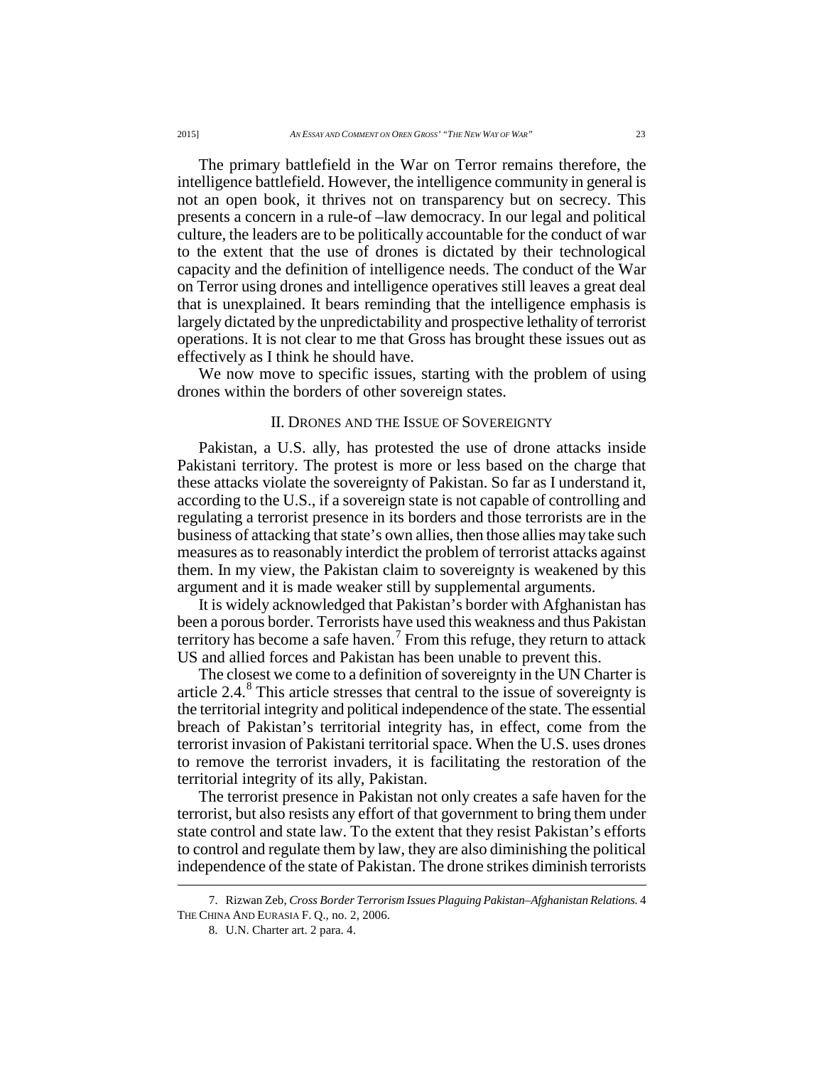The primary battlefield in the War on Terror remains therefore, the intelligence battlefield. However, the intelligence community in general is not an open book, it thrives not on transparency but on secrecy. This presents a concern in a rule-of –law democracy. In our legal and political culture, the leaders are to be politically accountable for the conduct of war to the extent that the use of drones is dictated by their technological capacity and the definition of intelligence needs. The conduct of the War on Terror using drones and intelligence operatives still leaves a great deal that is unexplained. It bears reminding that the intelligence emphasis is largely dictated by the unpredictability and prospective lethality of terrorist operations. It is not clear to me that Gross has brought these issues out as effectively as I think he should have.

We now move to specific issues, starting with the problem of using drones within the borders of other sovereign states.

## II. Drones and the Issue of Sovereignty

Pakistan, a U.S. ally, has protested the use of drone attacks inside Pakistani territory. The protest is more or less based on the charge that these attacks violate the sovereignty of Pakistan. So far as I understand it, according to the U.S., if a sovereign state is not capable of controlling and regulating a terrorist presence in its borders and those terrorists are in the business of attacking that state's own allies, then those allies may take such measures as to reasonably interdict the problem of terrorist attacks against them. In my view, the Pakistan claim to sovereignty is weakened by this argument and it is made weaker still by supplemental arguments.

It is widely acknowledged that Pakistan's border with Afghanistan has been a porous border. Terrorists have used this weakness and thus Pakistan territory has become a safe haven.[7] From this refuge, they return to attack US and allied forces and Pakistan has been unable to prevent this.

The closest we come to a definition of sovereignty in the UN Charter is article 2.4.[8] This article stresses that central to the issue of sovereignty is the territorial integrity and political independence of the state. The essential breach of Pakistan's territorial integrity has, in effect, come from the terrorist invasion of Pakistani territorial space. When the U.S. uses drones to remove the terrorist invaders, it is facilitating the restoration of the territorial integrity of its ally, Pakistan.

The terrorist presence in Pakistan not only creates a safe haven for the terrorist, but also resists any effort of that government to bring them under state control and state law. To the extent that they resist Pakistan's efforts to control and regulate them by law, they are also diminishing the political independence of the state of Pakistan. The drone strikes diminish terrorists

---

7. Rizwan Zeb, *Cross Border Terrorism Issues Plaguing Pakistan–Afghanistan Relations.* 4 THE CHINA AND EURASIA F. Q., no. 2, 2006.

8. U.N. Charter art. 2 para. 4.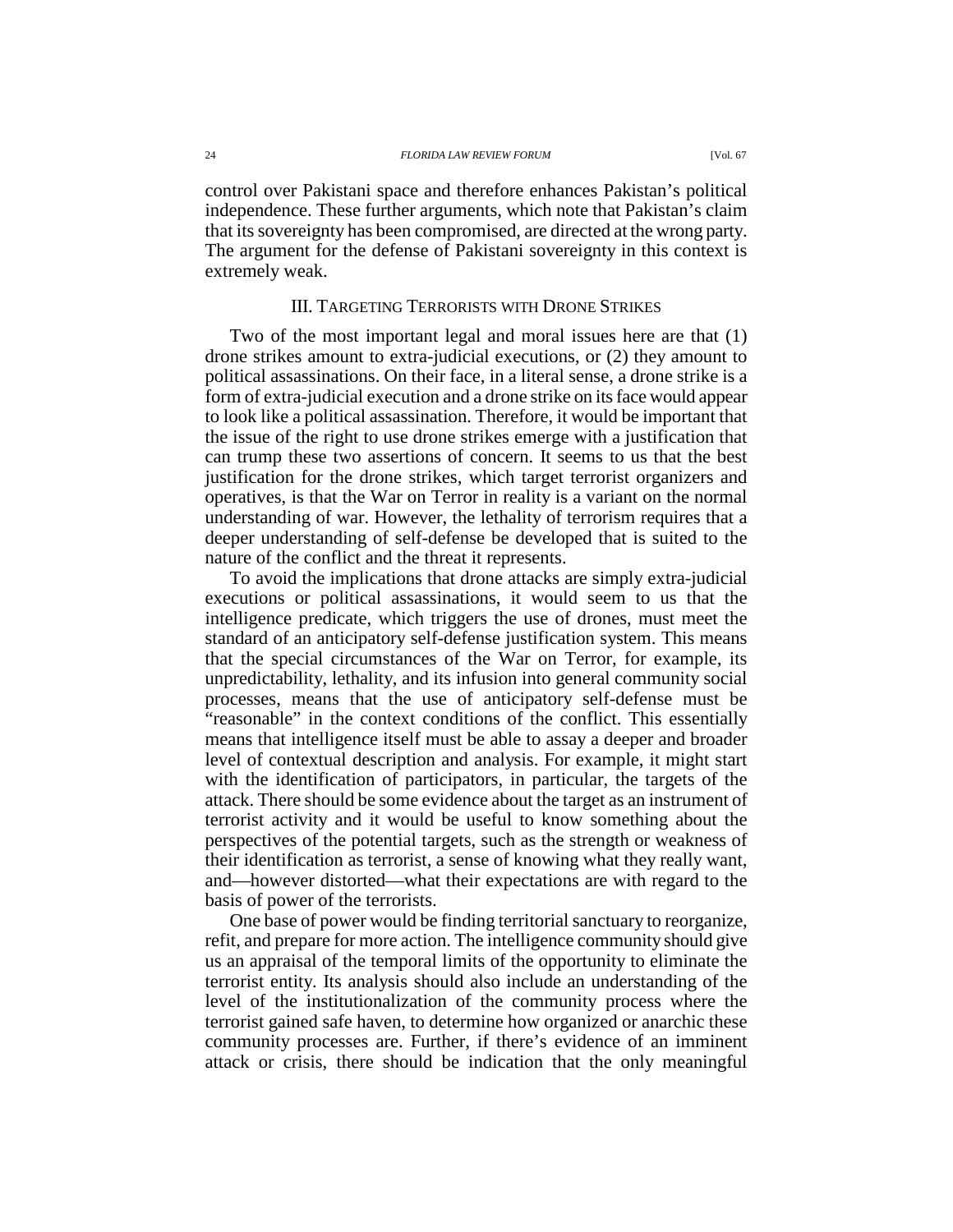control over Pakistani space and therefore enhances Pakistan's political independence. These further arguments, which note that Pakistan's claim that its sovereignty has been compromised, are directed at the wrong party. The argument for the defense of Pakistani sovereignty in this context is extremely weak.

## III. TARGETING TERRORISTS WITH DRONE STRIKES

Two of the most important legal and moral issues here are that (1) drone strikes amount to extra-judicial executions, or (2) they amount to political assassinations. On their face, in a literal sense, a drone strike is a form of extra-judicial execution and a drone strike on its face would appear to look like a political assassination. Therefore, it would be important that the issue of the right to use drone strikes emerge with a justification that can trump these two assertions of concern. It seems to us that the best justification for the drone strikes, which target terrorist organizers and operatives, is that the War on Terror in reality is a variant on the normal understanding of war. However, the lethality of terrorism requires that a deeper understanding of self-defense be developed that is suited to the nature of the conflict and the threat it represents.

To avoid the implications that drone attacks are simply extra-judicial executions or political assassinations, it would seem to us that the intelligence predicate, which triggers the use of drones, must meet the standard of an anticipatory self-defense justification system. This means that the special circumstances of the War on Terror, for example, its unpredictability, lethality, and its infusion into general community social processes, means that the use of anticipatory self-defense must be "reasonable" in the context conditions of the conflict. This essentially means that intelligence itself must be able to assay a deeper and broader level of contextual description and analysis. For example, it might start with the identification of participators, in particular, the targets of the attack. There should be some evidence about the target as an instrument of terrorist activity and it would be useful to know something about the perspectives of the potential targets, such as the strength or weakness of their identification as terrorist, a sense of knowing what they really want, and—however distorted—what their expectations are with regard to the basis of power of the terrorists.

One base of power would be finding territorial sanctuary to reorganize, refit, and prepare for more action. The intelligence community should give us an appraisal of the temporal limits of the opportunity to eliminate the terrorist entity. Its analysis should also include an understanding of the level of the institutionalization of the community process where the terrorist gained safe haven, to determine how organized or anarchic these community processes are. Further, if there's evidence of an imminent attack or crisis, there should be indication that the only meaningful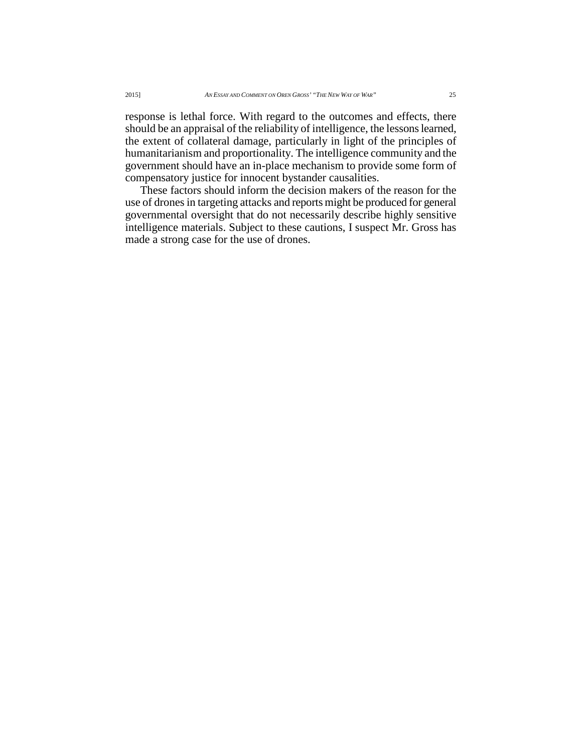response is lethal force. With regard to the outcomes and effects, there should be an appraisal of the reliability of intelligence, the lessons learned, the extent of collateral damage, particularly in light of the principles of humanitarianism and proportionality. The intelligence community and the government should have an in-place mechanism to provide some form of compensatory justice for innocent bystander causalities.

These factors should inform the decision makers of the reason for the use of drones in targeting attacks and reports might be produced for general governmental oversight that do not necessarily describe highly sensitive intelligence materials. Subject to these cautions, I suspect Mr. Gross has made a strong case for the use of drones.